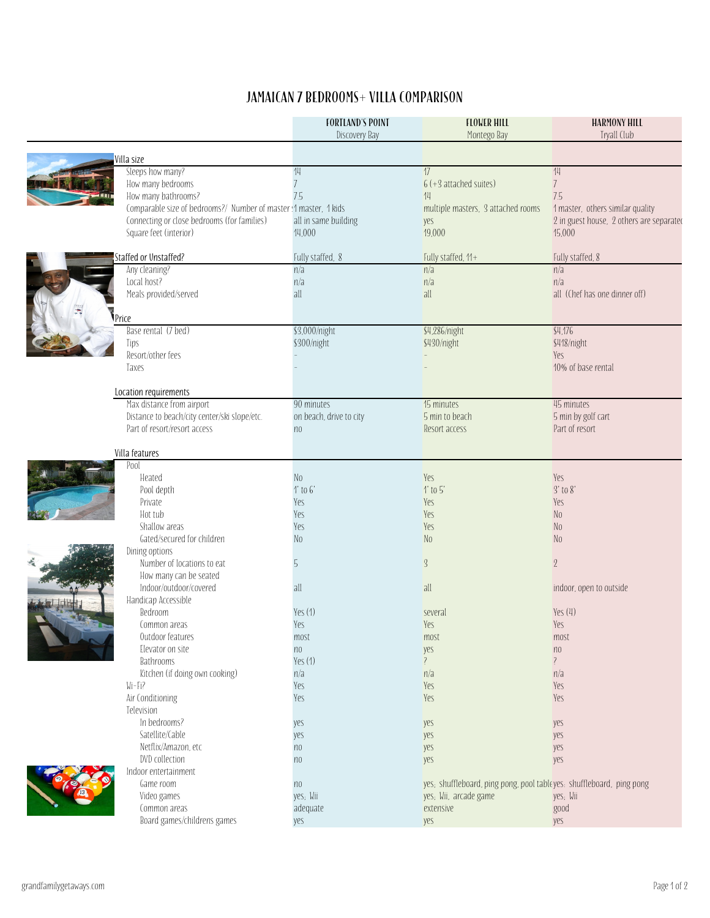# JAMAICAN 7 BEDROOMS+ VILLA COMPARISON

| | FORTLAND'S POINT<br>Discovery Bay | FLOWER HILL<br>Montego Bay | HARMONY HILL<br>Tryall Club |
|---|---|---|---|
| **Villa size** | | | |
| Sleeps how many? | 14 | 17 | 14 |
| How many bedrooms | 7 | 6 (+3 attached suites) | 7 |
| How many bathrooms? | 7.5 | 14 | 7.5 |
| Comparable size of bedrooms?/ Number of master suites | 1 master, 1 kids | multiple masters, 3 attached rooms | 1 master, others similar quality |
| Connecting or close bedrooms (for families) | all in same building | yes | 2 in guest house, 2 others are separated |
| Square feet (interior) | 14,000 | 19,000 | 15,000 |
| **Staffed or Unstaffed?** | Fully staffed, 8 | Fully staffed, 11+ | Fully staffed, 8 |
| Any cleaning? | n/a | n/a | n/a |
| Local host? | n/a | n/a | n/a |
| Meals provided/served | all | all | all (Chef has one dinner off) |
| **Price** | | | |
| Base rental (7 bed) | $3,000/night | $4,286/night | $4,176 |
| Tips | $300/night | $430/night | $418/night |
| Resort/other fees | - | - | Yes |
| Taxes | - | - | 10% of base rental |
| **Location requirements** | | | |
| Max distance from airport | 90 minutes | 15 minutes | 45 minutes |
| Distance to beach/city center/ski slope/etc. | on beach, drive to city | 5 min to beach | 5 min by golf cart |
| Part of resort/resort access | no | Resort access | Part of resort |
| **Villa features** | | | |
| Pool | | | |
| Heated | No | Yes | Yes |
| Pool depth | 1' to 6' | 1' to 5' | 3' to 8' |
| Private | Yes | Yes | Yes |
| Hot tub | Yes | Yes | No |
| Shallow areas | Yes | Yes | No |
| Gated/secured for children | No | No | No |
| Dining options | | | |
| Number of locations to eat | 5 | 3 | 2 |
| How many can be seated | | | |
| Indoor/outdoor/covered | all | all | indoor, open to outside |
| Handicap Accessible | | | |
| Bedroom | Yes (1) | several | Yes (4) |
| Common areas | Yes | Yes | Yes |
| Outdoor features | most | most | most |
| Elevator on site | no | yes | no |
| Bathrooms | Yes (1) | ? | ? |
| Kitchen (if doing own cooking) | n/a | n/a | n/a |
| Wi-Fi? | Yes | Yes | Yes |
| Air Conditioning | Yes | Yes | Yes |
| Television | | | |
| In bedrooms? | yes | yes | yes |
| Satellite/Cable | yes | yes | yes |
| Netflix/Amazon, etc | no | yes | yes |
| DVD collection | no | yes | yes |
| Indoor entertainment | | | |
| Game room | no | yes; shuffleboard, ping pong, pool table | yes; shuffleboard, ping pong |
| Video games | yes; Wii | yes; Wii, arcade game | yes; Wii |
| Common areas | adequate | extensive | good |
| Board games/childrens games | yes | yes | yes |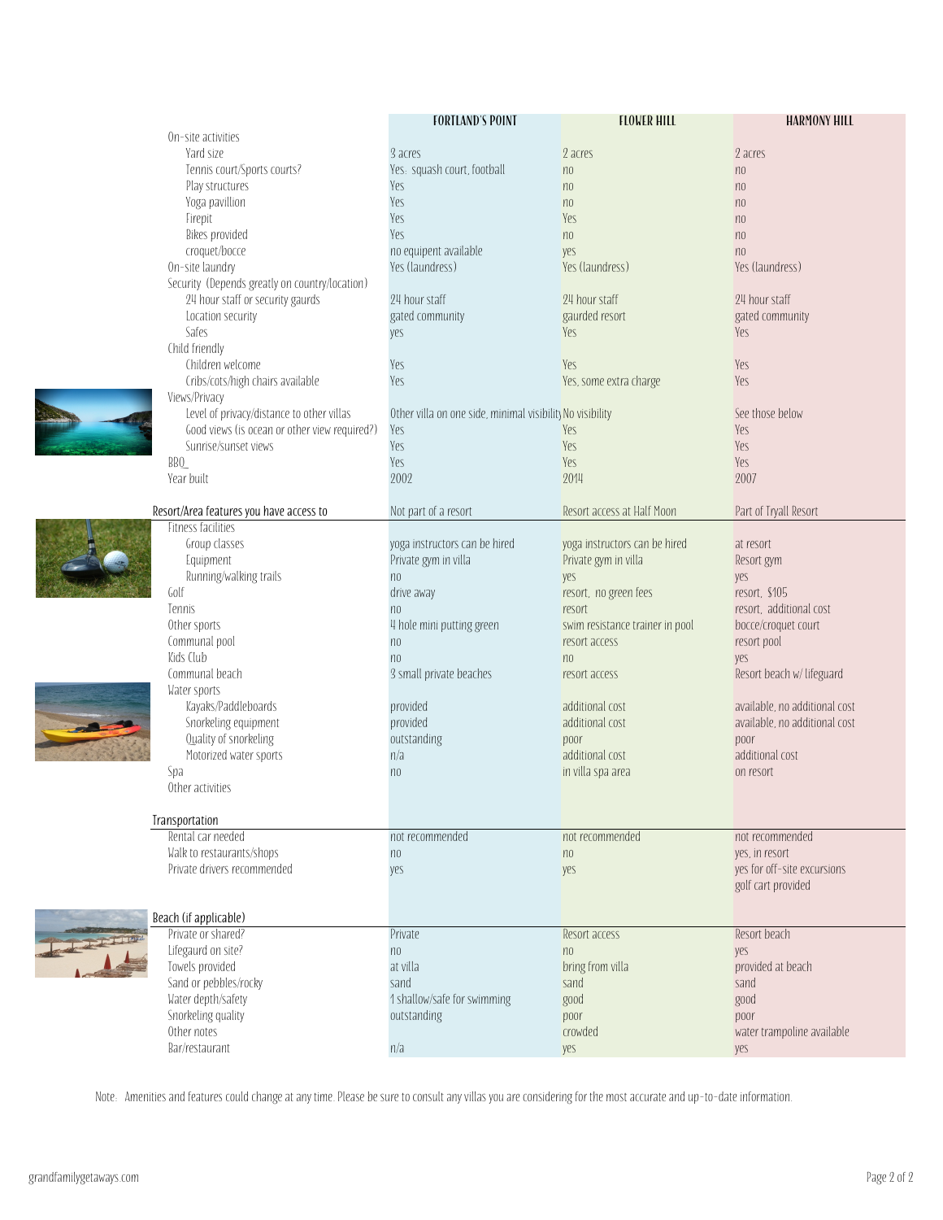| | FORTLAND'S POINT | FLOWER HILL | HARMONY HILL |
|---|---|---|---|
| On-site activities | | | |
| Yard size | 3 acres | 2 acres | 2 acres |
| Tennis court/Sports courts? | Yes: squash court, football | no | no |
| Play structures | Yes | no | no |
| Yoga pavillion | Yes | no | no |
| Firepit | Yes | Yes | no |
| Bikes provided | Yes | no | no |
| croquet/bocce | no equipent available | yes | no |
| On-site laundry | Yes (laundress) | Yes (laundress) | Yes (laundress) |
| Security (Depends greatly on country/location) | | | |
| 24 hour staff or security gaurds | 24 hour staff | 24 hour staff | 24 hour staff |
| Location security | gated community | gaurded resort | gated community |
| Safes | yes | Yes | Yes |
| Child friendly | | | |
| Children welcome | Yes | Yes | Yes |
| Cribs/cots/high chairs available | Yes | Yes, some extra charge | Yes |
| Views/Privacy | | | |
| Level of privacy/distance to other villas | Other villa on one side, minimal visibility | No visibility | See those below |
| Good views (is ocean or other view required?) | Yes | Yes | Yes |
| Sunrise/sunset views | Yes | Yes | Yes |
| BBQ | Yes | Yes | Yes |
| Year built | 2002 | 2014 | 2007 |
| | | | |
| Resort/Area features you have access to | Not part of a resort | Resort access at Half Moon | Part of Tryall Resort |
| Fitness facilities | | | |
| Group classes | yoga instructors can be hired | yoga instructors can be hired | at resort |
| Equipment | Private gym in villa | Private gym in villa | Resort gym |
| Running/walking trails | no | yes | yes |
| Golf | drive away | resort, no green fees | resort, $105 |
| Tennis | no | resort | resort, additional cost |
| Other sports | 4 hole mini putting green | swim resistance trainer in pool | bocce/croquet court |
| Communal pool | no | resort access | resort pool |
| Kids Club | no | no | yes |
| Communal beach | 3 small private beaches | resort access | Resort beach w/ lifeguard |
| Water sports | | | |
| Kayaks/Paddleboards | provided | additional cost | available, no additional cost |
| Snorkeling equipment | provided | additional cost | available, no additional cost |
| Quality of snorkeling | outstanding | poor | poor |
| Motorized water sports | n/a | additional cost | additional cost |
| Spa | no | in villa spa area | on resort |
| Other activities | | | |
| | | | |
| Transportation | | | |
| Rental car needed | not recommended | not recommended | not recommended |
| Walk to restaurants/shops | no | no | yes, in resort |
| Private drivers recommended | yes | yes | yes for off-site excursions golf cart provided |
| | | | |
| Beach (if applicable) | | | |
| Private or shared? | Private | Resort access | Resort beach |
| Lifegaurd on site? | no | no | yes |
| Towels provided | at villa | bring from villa | provided at beach |
| Sand or pebbles/rocky | sand | sand | sand |
| Water depth/safety | 1 shallow/safe for swimming | good | good |
| Snorkeling quality | outstanding | poor | poor |
| Other notes | | crowded | water trampoline available |
| Bar/restaurant | n/a | yes | yes |

Note: Amenities and features could change at any time. Please be sure to consult any villas you are considering for the most accurate and up-to-date information.

grandfamilygetaways.com